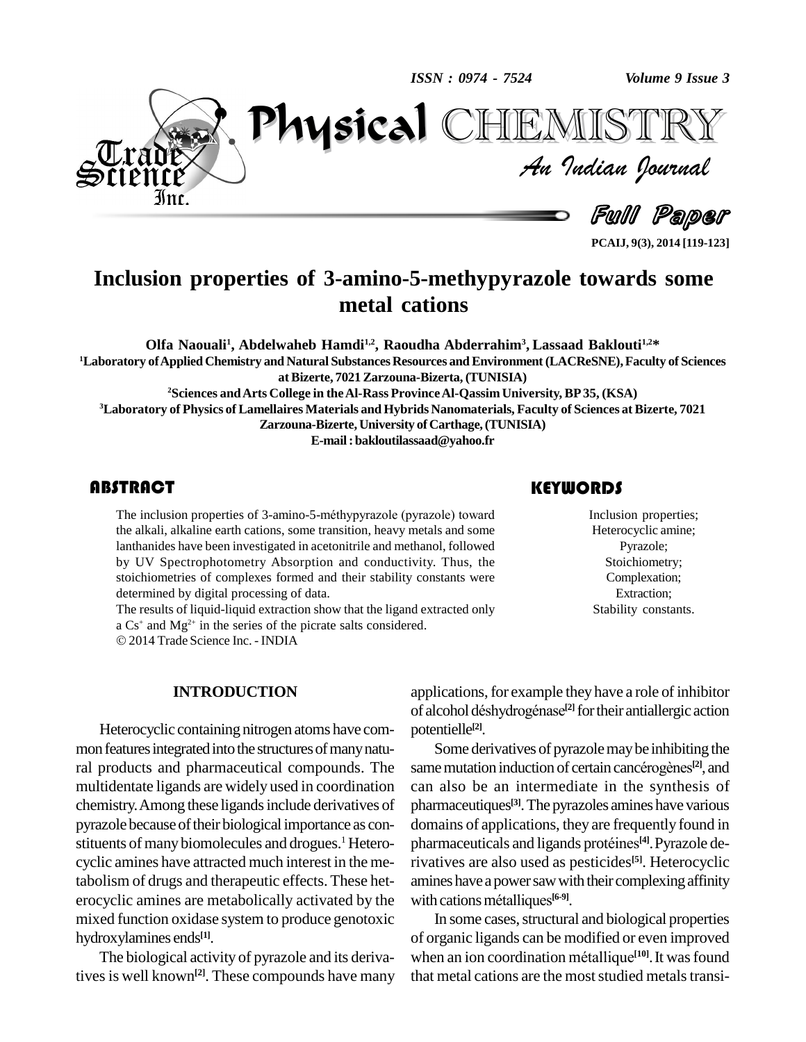# Inclusion properties of 3-amino-5-methypyrazole towards some metal cations

**Olfa Naouali[1], Abdelwaheb Hamdi[1,2], Raoudha Abderrahim[3], Lassaad Baklouti[1,2]***

[1]Laboratory of Applied Chemistry and Natural Substances Resources and Environment (LACReSNE), Faculty of Sciences at Bizerte, 7021 Zarzouna-Bizerta, (TUNISIA)

[2]Sciences and Arts College in the Al-Rass Province Al-Qassim University, BP 35, (KSA)

[3]Laboratory of Physics of Lamellaires Materials and Hybrids Nanomaterials, Faculty of Sciences at Bizerte, 7021 Zarzouna-Bizerte, University of Carthage, (TUNISIA)

E-mail : bakloutilassaad@yahoo.fr

## ABSTRACT

The inclusion properties of 3-amino-5-méthypyrazole (pyrazole) toward the alkali, alkaline earth cations, some transition, heavy metals and some lanthanides have been investigated in acetonitrile and methanol, followed by UV Spectrophotometry Absorption and conductivity. Thus, the stoichiometries of complexes formed and their stability constants were determined by digital processing of data.

The results of liquid-liquid extraction show that the ligand extracted only a $Cs^{+}$ and $Mg^{2+}$ in the series of the picrate salts considered.

© 2014 Trade Science Inc. - INDIA

## KEYWORDS

Inclusion properties;
Heterocyclic amine;
Pyrazole;
Stoichiometry;
Complexation;
Extraction;
Stability constants.

## INTRODUCTION

Heterocyclic containing nitrogen atoms have common features integrated into the structures of many natural products and pharmaceutical compounds. The multidentate ligands are widely used in coordination chemistry. Among these ligands include derivatives of pyrazole because of their biological importance as constituents of many biomolecules and drogues.[1] Heterocyclic amines have attracted much interest in the metabolism of drugs and therapeutic effects. These heterocyclic amines are metabolically activated by the mixed function oxidase system to produce genotoxic hydroxylamines ends[1].

The biological activity of pyrazole and its derivatives is well known[2]. These compounds have many applications, for example they have a role of inhibitor of alcohol déshydrogénase[2] for their antiallergic action potentielle[2].

Some derivatives of pyrazole may be inhibiting the same mutation induction of certain cancérogènes[2], and can also be an intermediate in the synthesis of pharmaceutiques[3]. The pyrazoles amines have various domains of applications, they are frequently found in pharmaceuticals and ligands protéines[4]. Pyrazole derivatives are also used as pesticides[5]. Heterocyclic amines have a power saw with their complexing affinity with cations métalliques[6-9].

In some cases, structural and biological properties of organic ligands can be modified or even improved when an ion coordination métallique[10]. It was found that metal cations are the most studied metals transi-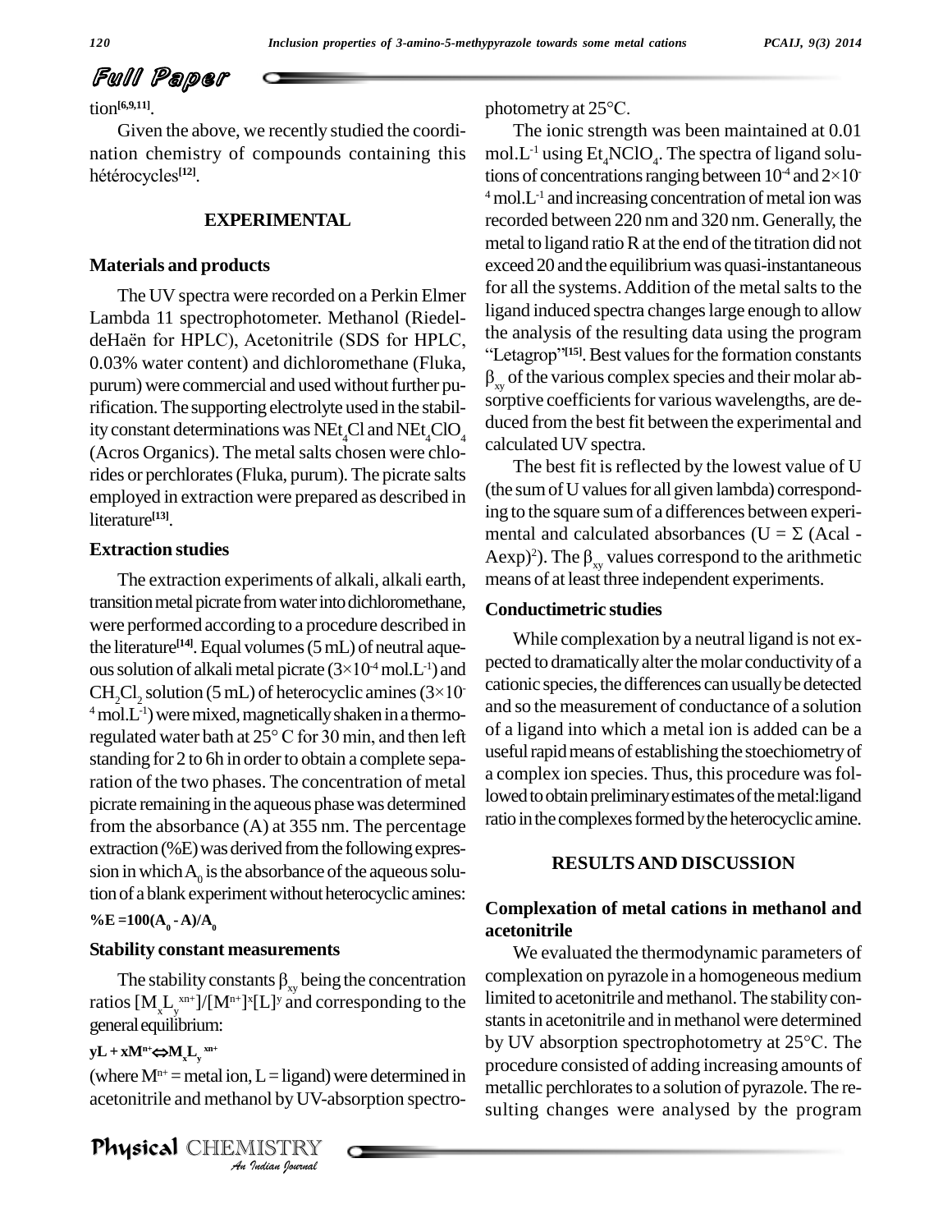tion[6,9,11].

Given the above, we recently studied the coordination chemistry of compounds containing this hétérocycles[12].

## EXPERIMENTAL

### Materials and products

The UV spectra were recorded on a Perkin Elmer Lambda 11 spectrophotometer. Methanol (Riedel-deHaën for HPLC), Acetonitrile (SDS for HPLC, 0.03% water content) and dichloromethane (Fluka, purum) were commercial and used without further purification. The supporting electrolyte used in the stability constant determinations was $NEt_4Cl$ and $NEt_4ClO_4$ (Acros Organics). The metal salts chosen were chlorides or perchlorates (Fluka, purum). The picrate salts employed in extraction were prepared as described in literature[13].

### Extraction studies

The extraction experiments of alkali, alkali earth, transition metal picrate from water into dichloromethane, were performed according to a procedure described in the literature[14]. Equal volumes (5 mL) of neutral aqueous solution of alkali metal picrate ($3\times10^{-4}$ mol.L$^{-1}$) and $CH_2Cl_2$ solution (5 mL) of heterocyclic amines ($3\times10^{-4}$ mol.L$^{-1}$) were mixed, magnetically shaken in a thermoregulated water bath at 25° C for 30 min, and then left standing for 2 to 6h in order to obtain a complete separation of the two phases. The concentration of metal picrate remaining in the aqueous phase was determined from the absorbance (A) at 355 nm. The percentage extraction (%E) was derived from the following expression in which $A_0$ is the absorbance of the aqueous solution of a blank experiment without heterocyclic amines:

$$\%E = 100(A_0 - A)/A_0$$

### Stability constant measurements

The stability constants $\beta_{xy}$ being the concentration ratios $[M_xL_y^{xn+}]/[M^{n+}]^x[L]^y$ and corresponding to the general equilibrium:

$$yL + xM^{n+} \Leftrightarrow M_xL_y^{xn+}$$

(where $M^{n+}$ = metal ion, L = ligand) were determined in acetonitrile and methanol by UV-absorption spectrophotometry at 25°C.

The ionic strength was been maintained at 0.01 mol.L$^{-1}$ using $Et_4NClO_4$. The spectra of ligand solutions of concentrations ranging between $10^{-4}$ and $2\times10^{-4}$ mol.L$^{-1}$ and increasing concentration of metal ion was recorded between 220 nm and 320 nm. Generally, the metal to ligand ratio R at the end of the titration did not exceed 20 and the equilibrium was quasi-instantaneous for all the systems. Addition of the metal salts to the ligand induced spectra changes large enough to allow the analysis of the resulting data using the program "Letagrop"[15]. Best values for the formation constants $\beta_{xy}$ of the various complex species and their molar absorptive coefficients for various wavelengths, are deduced from the best fit between the experimental and calculated UV spectra.

The best fit is reflected by the lowest value of U (the sum of U values for all given lambda) corresponding to the square sum of a differences between experimental and calculated absorbances ($U = \Sigma\,(Acal - Aexp)^2$). The $\beta_{xy}$ values correspond to the arithmetic means of at least three independent experiments.

### Conductimetric studies

While complexation by a neutral ligand is not expected to dramatically alter the molar conductivity of a cationic species, the differences can usually be detected and so the measurement of conductance of a solution of a ligand into which a metal ion is added can be a useful rapid means of establishing the stoechiometry of a complex ion species. Thus, this procedure was followed to obtain preliminary estimates of the metal:ligand ratio in the complexes formed by the heterocyclic amine.

## RESULTS AND DISCUSSION

### Complexation of metal cations in methanol and acetonitrile

We evaluated the thermodynamic parameters of complexation on pyrazole in a homogeneous medium limited to acetonitrile and methanol. The stability constants in acetonitrile and in methanol were determined by UV absorption spectrophotometry at 25°C. The procedure consisted of adding increasing amounts of metallic perchlorates to a solution of pyrazole. The resulting changes were analysed by the program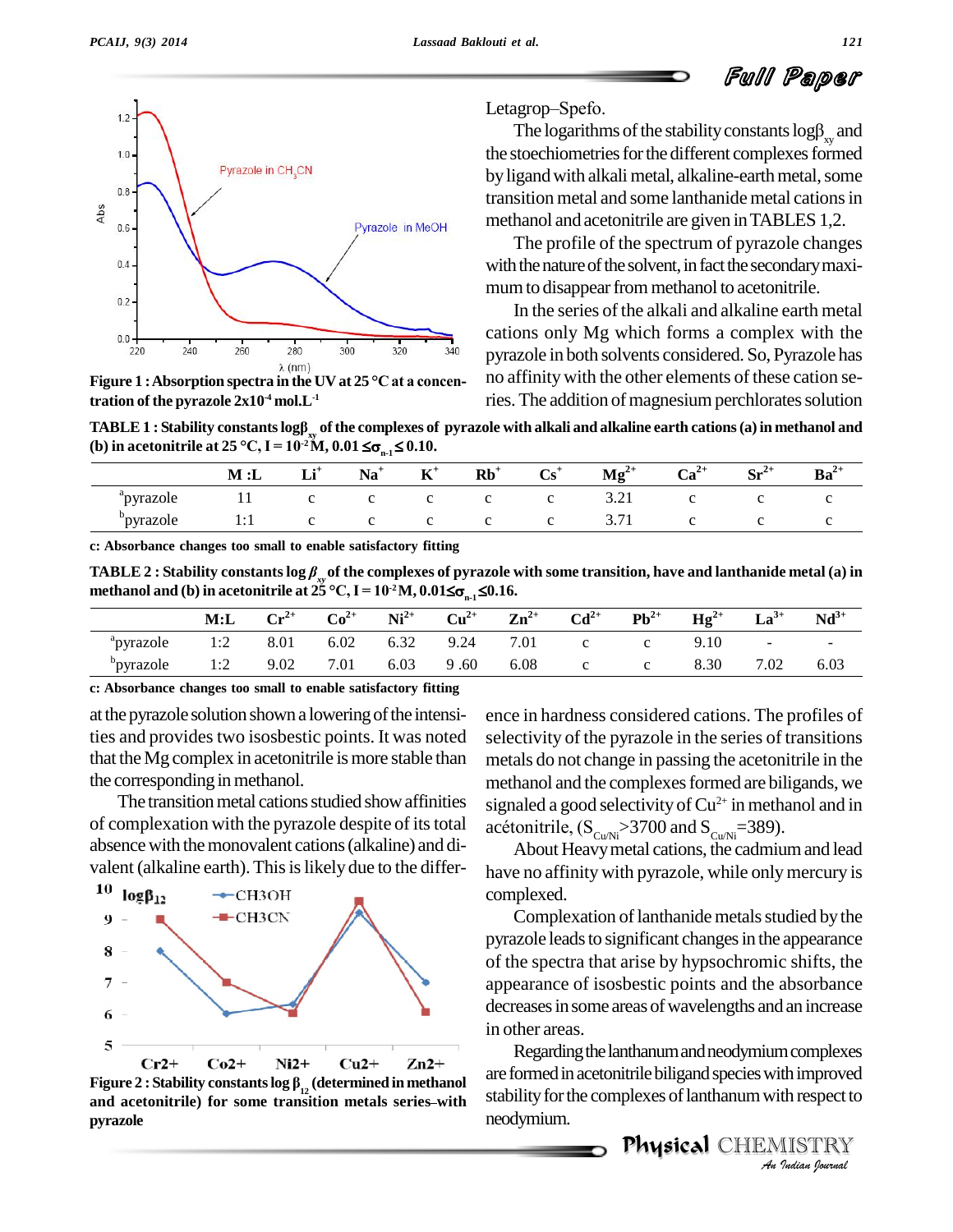Letagrop–Spefo.

The logarithms of the stability constants $\log\beta_{xy}$ and the stoechiometries for the different complexes formed by ligand with alkali metal, alkaline-earth metal, some transition metal and some lanthanide metal cations in methanol and acetonitrile are given in TABLES 1,2.

The profile of the spectrum of pyrazole changes with the nature of the solvent, in fact the secondary maximum to disappear from methanol to acetonitrile.

In the series of the alkali and alkaline earth metal cations only Mg which forms a complex with the pyrazole in both solvents considered. So, Pyrazole has no affinity with the other elements of these cation series. The addition of magnesium perchlorates solution

**Figure 1 : Absorption spectra in the UV at 25 °C at a concentration of the pyrazole 2x10$^{-4}$ mol.L$^{-1}$**

**TABLE 1 : Stability constants $\log\beta_{xy}$ of the complexes of pyrazole with alkali and alkaline earth cations (a) in methanol and (b) in acetonitrile at 25 °C, I = 10$^{-2}$M, 0.01 ≤$\sigma_{n-1}$≤ 0.10.**

| | M :L | $Li^+$ | $Na^+$ | $K^+$ | $Rb^+$ | $Cs^+$ | $Mg^{2+}$ | $Ca^{2+}$ | $Sr^{2+}$ | $Ba^{2+}$ |
|---|---|---|---|---|---|---|---|---|---|---|
| [a]pyrazole | 11 | c | c | c | c | c | 3.21 | c | c | c |
| [b]pyrazole | 1:1 | c | c | c | c | c | 3.71 | c | c | c |

**c: Absorbance changes too small to enable satisfactory fitting**

**TABLE 2 : Stability constants $\log\beta_{xy}$ of the complexes of pyrazole with some transition, have and lanthanide metal (a) in methanol and (b) in acetonitrile at 25 °C, I = 10$^{-2}$M, 0.01≤$\sigma_{n-1}$≤0.16.**

| | M:L | $Cr^{2+}$ | $Co^{2+}$ | $Ni^{2+}$ | $Cu^{2+}$ | $Zn^{2+}$ | $Cd^{2+}$ | $Pb^{2+}$ | $Hg^{2+}$ | $La^{3+}$ | $Nd^{3+}$ |
|---|---|---|---|---|---|---|---|---|---|---|---|
| [a]pyrazole | 1:2 | 8.01 | 6.02 | 6.32 | 9.24 | 7.01 | c | c | 9.10 | - | - |
| [b]pyrazole | 1:2 | 9.02 | 7.01 | 6.03 | 9 .60 | 6.08 | c | c | 8.30 | 7.02 | 6.03 |

**c: Absorbance changes too small to enable satisfactory fitting**

at the pyrazole solution shown a lowering of the intensities and provides two isosbestic points. It was noted that the Mg complex in acetonitrile is more stable than the corresponding in methanol.

The transition metal cations studied show affinities of complexation with the pyrazole despite of its total absence with the monovalent cations (alkaline) and divalent (alkaline earth). This is likely due to the difference in hardness considered cations. The profiles of selectivity of the pyrazole in the series of transitions metals do not change in passing the acetonitrile in the methanol and the complexes formed are biligands, we signaled a good selectivity of $Cu^{2+}$ in methanol and in acétonitrile, ($S_{Cu/Ni}$>3700 and $S_{Cu/Ni}$=389).

**Figure 2 : Stability constants $\log\beta_{12}$ (determined in methanol and acetonitrile) for some transition metals series–with pyrazole**

About Heavy metal cations, the cadmium and lead have no affinity with pyrazole, while only mercury is complexed.

Complexation of lanthanide metals studied by the pyrazole leads to significant changes in the appearance of the spectra that arise by hypsochromic shifts, the appearance of isosbestic points and the absorbance decreases in some areas of wavelengths and an increase in other areas.

Regarding the lanthanum and neodymium complexes are formed in acetonitrile biligand species with improved stability for the complexes of lanthanum with respect to neodymium.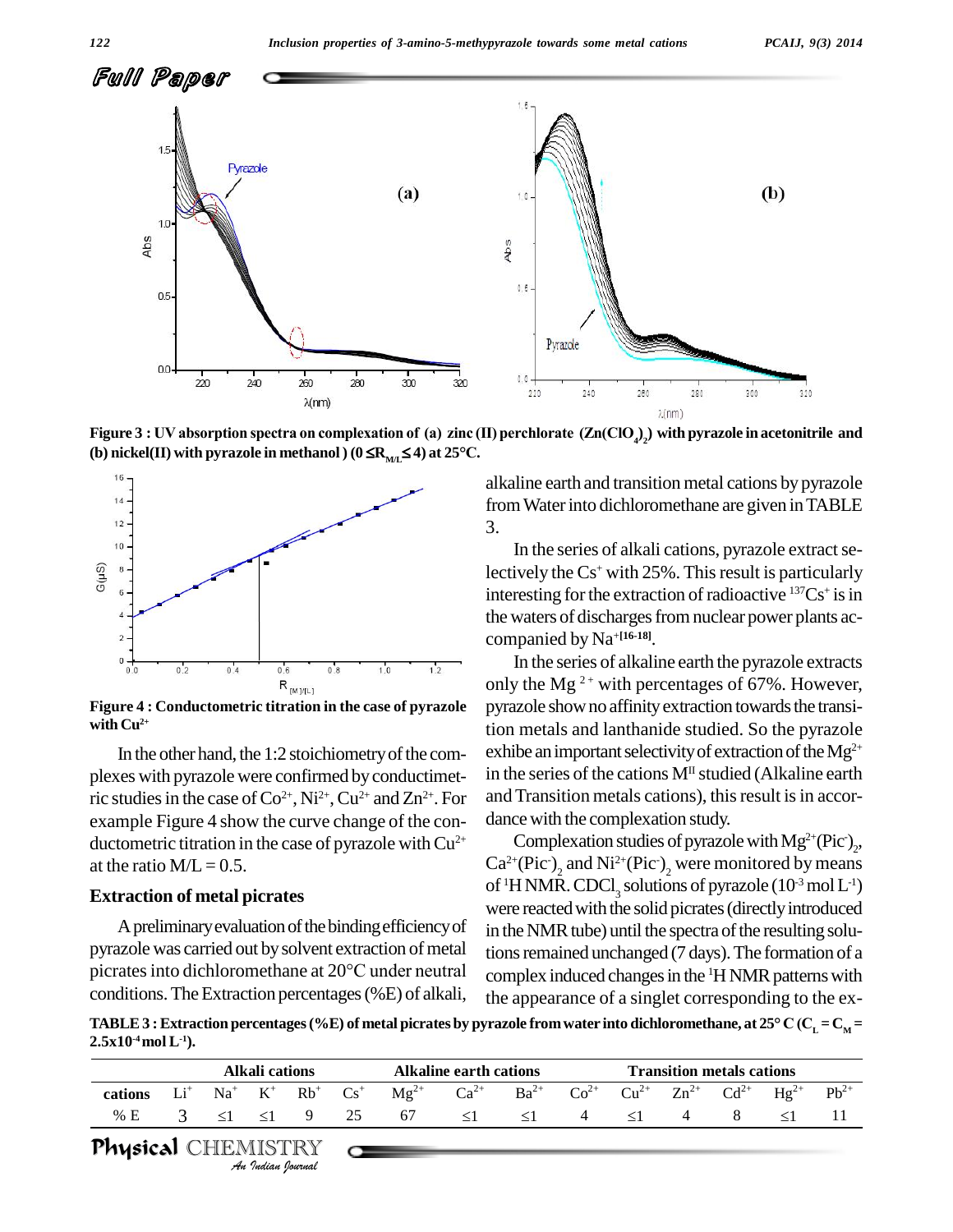Figure 3 : UV absorption spectra on complexation of (a) zinc (II) perchlorate ($Zn(ClO_4)_2$) with pyrazole in acetonitrile and (b) nickel(II) with pyrazole in methanol ) ($0 \leq R_{M/L} \leq 4$) at 25°C.

Figure 4 : Conductometric titration in the case of pyrazole with $Cu^{2+}$

In the other hand, the 1:2 stoichiometry of the complexes with pyrazole were confirmed by conductimetric studies in the case of $Co^{2+}$, $Ni^{2+}$, $Cu^{2+}$ and $Zn^{2+}$. For example Figure 4 show the curve change of the conductometric titration in the case of pyrazole with $Cu^{2+}$ at the ratio M/L = 0.5.

## Extraction of metal picrates

A preliminary evaluation of the binding efficiency of pyrazole was carried out by solvent extraction of metal picrates into dichloromethane at 20°C under neutral conditions. The Extraction percentages (%E) of alkali, alkaline earth and transition metal cations by pyrazole from Water into dichloromethane are given in TABLE 3.

In the series of alkali cations, pyrazole extract selectively the $Cs^+$ with 25%. This result is particularly interesting for the extraction of radioactive $^{137}Cs^+$ is in the waters of discharges from nuclear power plants accompanied by $Na^+$[16-18].

In the series of alkaline earth the pyrazole extracts only the $Mg^{2+}$ with percentages of 67%. However, pyrazole show no affinity extraction towards the transition metals and lanthanide studied. So the pyrazole exhibe an important selectivity of extraction of the $Mg^{2+}$ in the series of the cations $M^{II}$ studied (Alkaline earth and Transition metals cations), this result is in accordance with the complexation study.

Complexation studies of pyrazole with $Mg^{2+}(Pic^-)_2$, $Ca^{2+}(Pic^-)_2$ and $Ni^{2+}(Pic^-)_2$ were monitored by means of $^1$H NMR. $CDCl_3$ solutions of pyrazole ($10^{-3}$ mol $L^{-1}$) were reacted with the solid picrates (directly introduced in the NMR tube) until the spectra of the resulting solutions remained unchanged (7 days). The formation of a complex induced changes in the $^1$H NMR patterns with the appearance of a singlet corresponding to the ex-

TABLE 3 : Extraction percentages (%E) of metal picrates by pyrazole from water into dichloromethane, at 25° C ($C_L = C_M = 2.5 \times 10^{-4}$ mol $L^{-1}$).

| | Alkali cations | | | | | Alkaline earth cations | | | Transition metals cations | | | | | |
|---|---|---|---|---|---|---|---|---|---|---|---|---|---|---|
| **cations** | $Li^+$ | $Na^+$ | $K^+$ | $Rb^+$ | $Cs^+$ | $Mg^{2+}$ | $Ca^{2+}$ | $Ba^{2+}$ | $Co^{2+}$ | $Cu^{2+}$ | $Zn^{2+}$ | $Cd^{2+}$ | $Hg^{2+}$ | $Pb^{2+}$ |
| % E | 3 | ≤1 | ≤1 | 9 | 25 | 67 | ≤1 | ≤1 | 4 | ≤1 | 4 | 8 | ≤1 | 11 |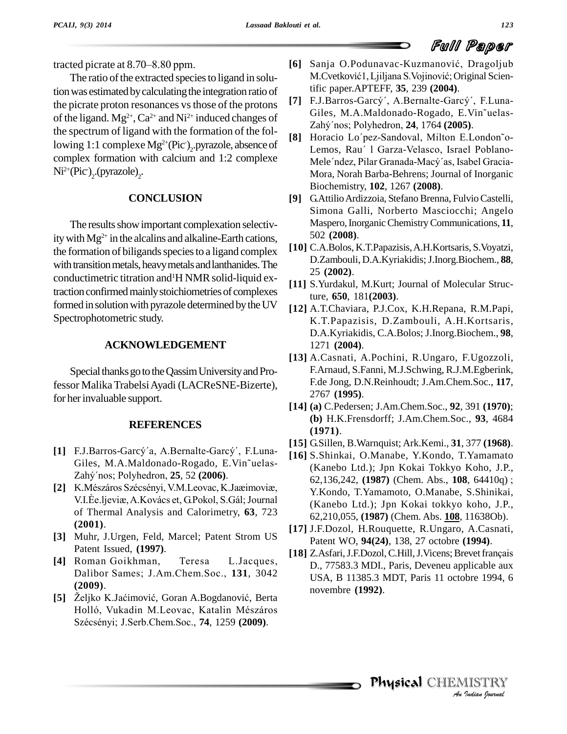tracted picrate at 8.70–8.80 ppm.

The ratio of the extracted species to ligand in solution was estimated by calculating the integration ratio of the picrate proton resonances vs those of the protons of the ligand. $Mg^{2+}$, $Ca^{2+}$ and $Ni^{2+}$ induced changes of the spectrum of ligand with the formation of the following 1:1 complexe $Mg^{2+}(Pic^{-})_2$.pyrazole, absence of complex formation with calcium and 1:2 complexe $Ni^{2+}(Pic^{-})_2$.(pyrazole)$_2$.

## CONCLUSION

The results show important complexation selectivity with $Mg^{2+}$ in the alcalins and alkaline-Earth cations, the formation of biligands species to a ligand complex with transition metals, heavy metals and lanthanides. The conductimetric titration and $^1$H NMR solid-liquid extraction confirmed mainly stoichiometries of complexes formed in solution with pyrazole determined by the UV Spectrophotometric study.

## ACKNOWLEDGEMENT

Special thanks go to the Qassim University and Professor Malika Trabelsi Ayadi (LACReSNE-Bizerte), for her invaluable support.

## REFERENCES

**[1]** F.J.Barros-Garcý´a, A.Bernalte-Garcý´, F.Luna-Giles, M.A.Maldonado-Rogado, E.Vin˜uelas-Zahý´nos; Polyhedron, **25**, 52 **(2006)**.

**[2]** K.Mészáros Szécsényi, V.M.Leovac, K.Jaæimoviæ, V.I.Èe.ljeviæ, A.Kovács et, G.Pokol, S.Gál; Journal of Thermal Analysis and Calorimetry, **63**, 723 **(2001)**.

**[3]** Muhr, J.Urgen, Feld, Marcel; Patent Strom US Patent Issued, **(1997)**.

**[4]** Roman Goikhman, Teresa L.Jacques, Dalibor Sames; J.Am.Chem.Soc., **131**, 3042 **(2009)**.

**[5]** Željko K.Jaćimović, Goran A.Bogdanović, Berta Holló, Vukadin M.Leovac, Katalin Mészáros Szécsényi; J.Serb.Chem.Soc., **74**, 1259 **(2009)**.

**[6]** Sanja O.Podunavac-Kuzmanović, Dragoljub M.Cvetković1, Ljiljana S.Vojinović; Original Scientific paper.APTEFF, **35**, 239 **(2004)**.

**[7]** F.J.Barros-Garcý´, A.Bernalte-Garcý´, F.Luna-Giles, M.A.Maldonado-Rogado, E.Vin˜uelas-Zahý´nos; Polyhedron, **24**, 1764 **(2005)**.

**[8]** Horacio Lo´pez-Sandoval, Milton E.London˜o-Lemos, Rau´ l Garza-Velasco, Israel Poblano-Mele´ndez, Pilar Granada-Macý´as, Isabel Gracia-Mora, Norah Barba-Behrens; Journal of Inorganic Biochemistry, **102**, 1267 **(2008)**.

**[9]** G.Attilio Ardizzoia, Stefano Brenna, Fulvio Castelli, Simona Galli, Norberto Masciocchi; Angelo Maspero, Inorganic Chemistry Communications, **11**, 502 **(2008)**.

**[10]** C.A.Bolos, K.T.Papazisis, A.H.Kortsaris, S.Voyatzi, D.Zambouli, D.A.Kyriakidis; J.Inorg.Biochem., **88**, 25 **(2002)**.

**[11]** S.Yurdakul, M.Kurt; Journal of Molecular Structure, **650**, 181**(2003)**.

**[12]** A.T.Chaviara, P.J.Cox, K.H.Repana, R.M.Papi, K.T.Papazisis, D.Zambouli, A.H.Kortsaris, D.A.Kyriakidis, C.A.Bolos; J.Inorg.Biochem., **98**, 1271 **(2004)**.

**[13]** A.Casnati, A.Pochini, R.Ungaro, F.Ugozzoli, F.Arnaud, S.Fanni, M.J.Schwing, R.J.M.Egberink, F.de Jong, D.N.Reinhoudt; J.Am.Chem.Soc., **117**, 2767 **(1995)**.

**[14]** **(a)** C.Pedersen; J.Am.Chem.Soc., **92**, 391 **(1970)**; **(b)** H.K.Frensdorff; J.Am.Chem.Soc., **93**, 4684 **(1971)**.

**[15]** G.Sillen, B.Warnquist; Ark.Kemi., **31**, 377 **(1968)**.

**[16]** S.Shinkai, O.Manabe, Y.Kondo, T.Yamamato (Kanebo Ltd.); Jpn Kokai Tokkyo Koho, J.P., 62,136,242, **(1987)** (Chem. Abs., **108**, 64410q) ; Y.Kondo, T.Yamamoto, O.Manabe, S.Shinikai, (Kanebo Ltd.); Jpn Kokai tokkyo koho, J.P., 62,210,055, **(1987)** (Chem. Abs. **108**, 11638Ob).

**[17]** J.F.Dozol, H.Rouquette, R.Ungaro, A.Casnati, Patent WO, **94(24)**, 138, 27 octobre **(1994)**.

**[18]** Z.Asfari, J.F.Dozol, C.Hill, J.Vicens; Brevet français D., 77583.3 MDI., Paris, Deveneu applicable aux USA, B 11385.3 MDT, Paris 11 octobre 1994, 6 novembre **(1992)**.